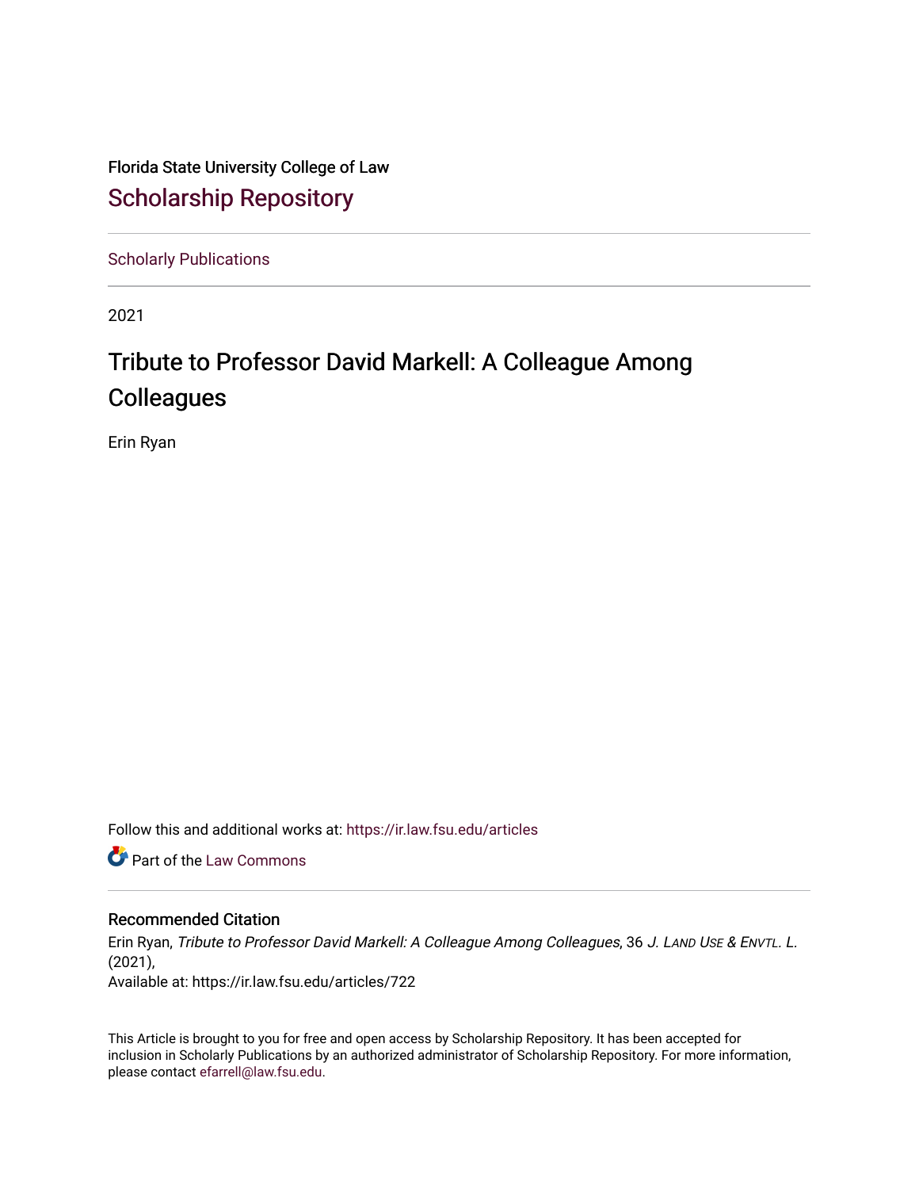Florida State University College of Law

# Scholarship Repository

Scholarly Publications

2021

## Tribute to Professor David Markell: A Colleague Among Colleagues

Erin Ryan

Follow this and additional works at: https://ir.law.fsu.edu/articles

Part of the Law Commons

### Recommended Citation

Erin Ryan, *Tribute to Professor David Markell: A Colleague Among Colleagues*, 36 *J. Land Use & Envtl. L.* (2021),
Available at: https://ir.law.fsu.edu/articles/722

This Article is brought to you for free and open access by Scholarship Repository. It has been accepted for inclusion in Scholarly Publications by an authorized administrator of Scholarship Repository. For more information, please contact efarrell@law.fsu.edu.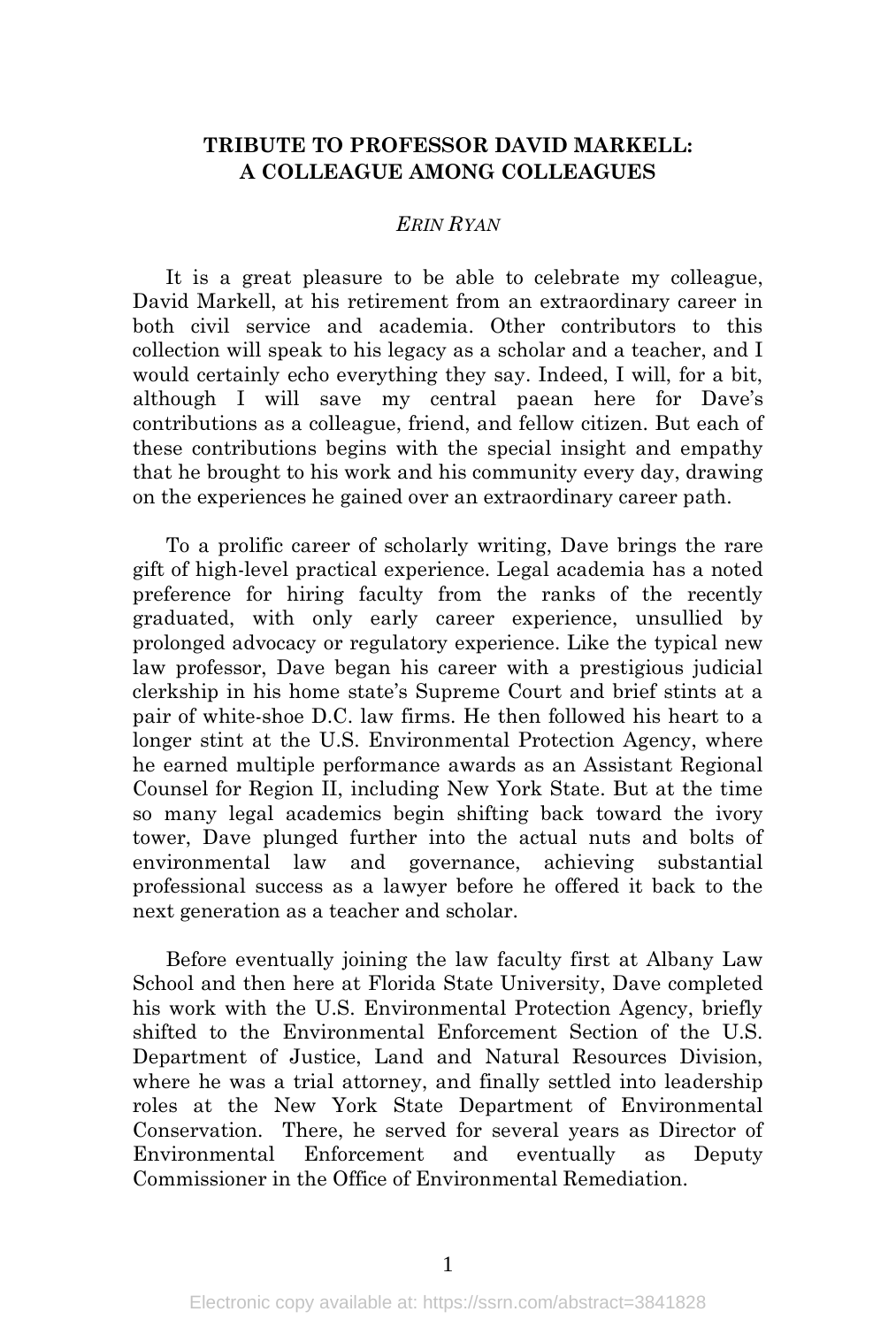**TRIBUTE TO PROFESSOR DAVID MARKELL: A COLLEAGUE AMONG COLLEAGUES**

*ERIN RYAN*

It is a great pleasure to be able to celebrate my colleague, David Markell, at his retirement from an extraordinary career in both civil service and academia. Other contributors to this collection will speak to his legacy as a scholar and a teacher, and I would certainly echo everything they say. Indeed, I will, for a bit, although I will save my central paean here for Dave's contributions as a colleague, friend, and fellow citizen. But each of these contributions begins with the special insight and empathy that he brought to his work and his community every day, drawing on the experiences he gained over an extraordinary career path.

To a prolific career of scholarly writing, Dave brings the rare gift of high-level practical experience. Legal academia has a noted preference for hiring faculty from the ranks of the recently graduated, with only early career experience, unsullied by prolonged advocacy or regulatory experience. Like the typical new law professor, Dave began his career with a prestigious judicial clerkship in his home state's Supreme Court and brief stints at a pair of white-shoe D.C. law firms. He then followed his heart to a longer stint at the U.S. Environmental Protection Agency, where he earned multiple performance awards as an Assistant Regional Counsel for Region II, including New York State. But at the time so many legal academics begin shifting back toward the ivory tower, Dave plunged further into the actual nuts and bolts of environmental law and governance, achieving substantial professional success as a lawyer before he offered it back to the next generation as a teacher and scholar.

Before eventually joining the law faculty first at Albany Law School and then here at Florida State University, Dave completed his work with the U.S. Environmental Protection Agency, briefly shifted to the Environmental Enforcement Section of the U.S. Department of Justice, Land and Natural Resources Division, where he was a trial attorney, and finally settled into leadership roles at the New York State Department of Environmental Conservation. There, he served for several years as Director of Environmental Enforcement and eventually as Deputy Commissioner in the Office of Environmental Remediation.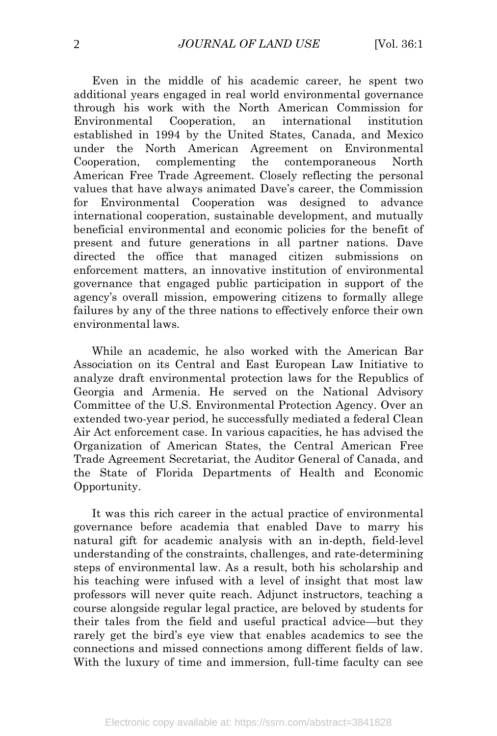Even in the middle of his academic career, he spent two additional years engaged in real world environmental governance through his work with the North American Commission for Environmental Cooperation, an international institution established in 1994 by the United States, Canada, and Mexico under the North American Agreement on Environmental Cooperation, complementing the contemporaneous North American Free Trade Agreement. Closely reflecting the personal values that have always animated Dave's career, the Commission for Environmental Cooperation was designed to advance international cooperation, sustainable development, and mutually beneficial environmental and economic policies for the benefit of present and future generations in all partner nations. Dave directed the office that managed citizen submissions on enforcement matters, an innovative institution of environmental governance that engaged public participation in support of the agency's overall mission, empowering citizens to formally allege failures by any of the three nations to effectively enforce their own environmental laws.

While an academic, he also worked with the American Bar Association on its Central and East European Law Initiative to analyze draft environmental protection laws for the Republics of Georgia and Armenia. He served on the National Advisory Committee of the U.S. Environmental Protection Agency. Over an extended two-year period, he successfully mediated a federal Clean Air Act enforcement case. In various capacities, he has advised the Organization of American States, the Central American Free Trade Agreement Secretariat, the Auditor General of Canada, and the State of Florida Departments of Health and Economic Opportunity.

It was this rich career in the actual practice of environmental governance before academia that enabled Dave to marry his natural gift for academic analysis with an in-depth, field-level understanding of the constraints, challenges, and rate-determining steps of environmental law. As a result, both his scholarship and his teaching were infused with a level of insight that most law professors will never quite reach. Adjunct instructors, teaching a course alongside regular legal practice, are beloved by students for their tales from the field and useful practical advice—but they rarely get the bird's eye view that enables academics to see the connections and missed connections among different fields of law. With the luxury of time and immersion, full-time faculty can see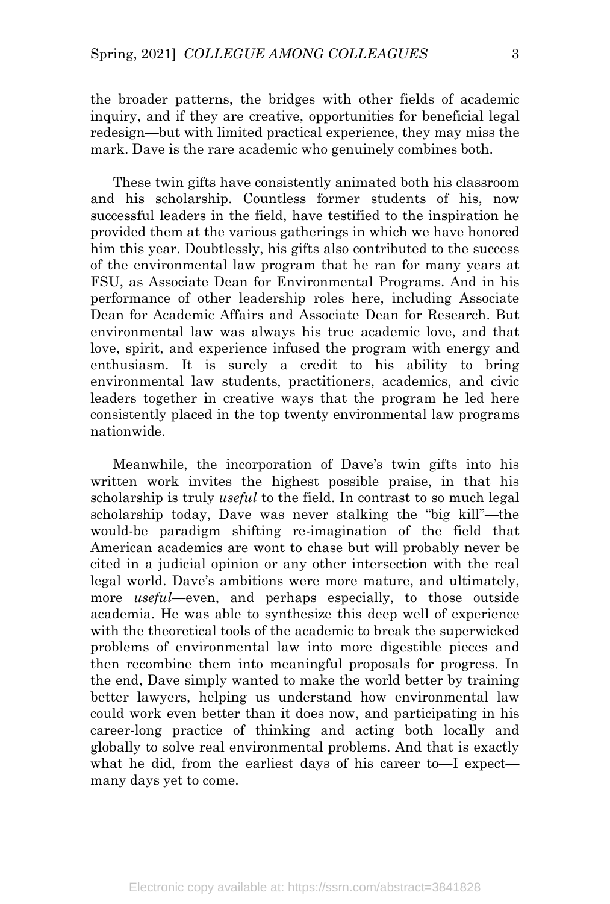the broader patterns, the bridges with other fields of academic inquiry, and if they are creative, opportunities for beneficial legal redesign—but with limited practical experience, they may miss the mark. Dave is the rare academic who genuinely combines both.

These twin gifts have consistently animated both his classroom and his scholarship. Countless former students of his, now successful leaders in the field, have testified to the inspiration he provided them at the various gatherings in which we have honored him this year. Doubtlessly, his gifts also contributed to the success of the environmental law program that he ran for many years at FSU, as Associate Dean for Environmental Programs. And in his performance of other leadership roles here, including Associate Dean for Academic Affairs and Associate Dean for Research. But environmental law was always his true academic love, and that love, spirit, and experience infused the program with energy and enthusiasm. It is surely a credit to his ability to bring environmental law students, practitioners, academics, and civic leaders together in creative ways that the program he led here consistently placed in the top twenty environmental law programs nationwide.

Meanwhile, the incorporation of Dave's twin gifts into his written work invites the highest possible praise, in that his scholarship is truly *useful* to the field. In contrast to so much legal scholarship today, Dave was never stalking the "big kill"—the would-be paradigm shifting re-imagination of the field that American academics are wont to chase but will probably never be cited in a judicial opinion or any other intersection with the real legal world. Dave's ambitions were more mature, and ultimately, more *useful*—even, and perhaps especially, to those outside academia. He was able to synthesize this deep well of experience with the theoretical tools of the academic to break the superwicked problems of environmental law into more digestible pieces and then recombine them into meaningful proposals for progress. In the end, Dave simply wanted to make the world better by training better lawyers, helping us understand how environmental law could work even better than it does now, and participating in his career-long practice of thinking and acting both locally and globally to solve real environmental problems. And that is exactly what he did, from the earliest days of his career to—I expect—many days yet to come.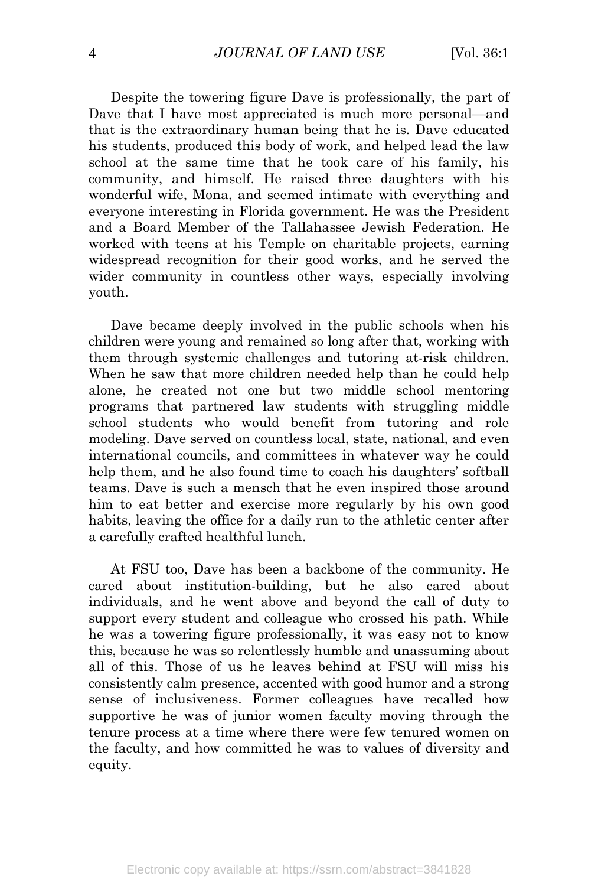Despite the towering figure Dave is professionally, the part of Dave that I have most appreciated is much more personal—and that is the extraordinary human being that he is. Dave educated his students, produced this body of work, and helped lead the law school at the same time that he took care of his family, his community, and himself. He raised three daughters with his wonderful wife, Mona, and seemed intimate with everything and everyone interesting in Florida government. He was the President and a Board Member of the Tallahassee Jewish Federation. He worked with teens at his Temple on charitable projects, earning widespread recognition for their good works, and he served the wider community in countless other ways, especially involving youth.

Dave became deeply involved in the public schools when his children were young and remained so long after that, working with them through systemic challenges and tutoring at-risk children. When he saw that more children needed help than he could help alone, he created not one but two middle school mentoring programs that partnered law students with struggling middle school students who would benefit from tutoring and role modeling. Dave served on countless local, state, national, and even international councils, and committees in whatever way he could help them, and he also found time to coach his daughters' softball teams. Dave is such a mensch that he even inspired those around him to eat better and exercise more regularly by his own good habits, leaving the office for a daily run to the athletic center after a carefully crafted healthful lunch.

At FSU too, Dave has been a backbone of the community. He cared about institution-building, but he also cared about individuals, and he went above and beyond the call of duty to support every student and colleague who crossed his path. While he was a towering figure professionally, it was easy not to know this, because he was so relentlessly humble and unassuming about all of this. Those of us he leaves behind at FSU will miss his consistently calm presence, accented with good humor and a strong sense of inclusiveness. Former colleagues have recalled how supportive he was of junior women faculty moving through the tenure process at a time where there were few tenured women on the faculty, and how committed he was to values of diversity and equity.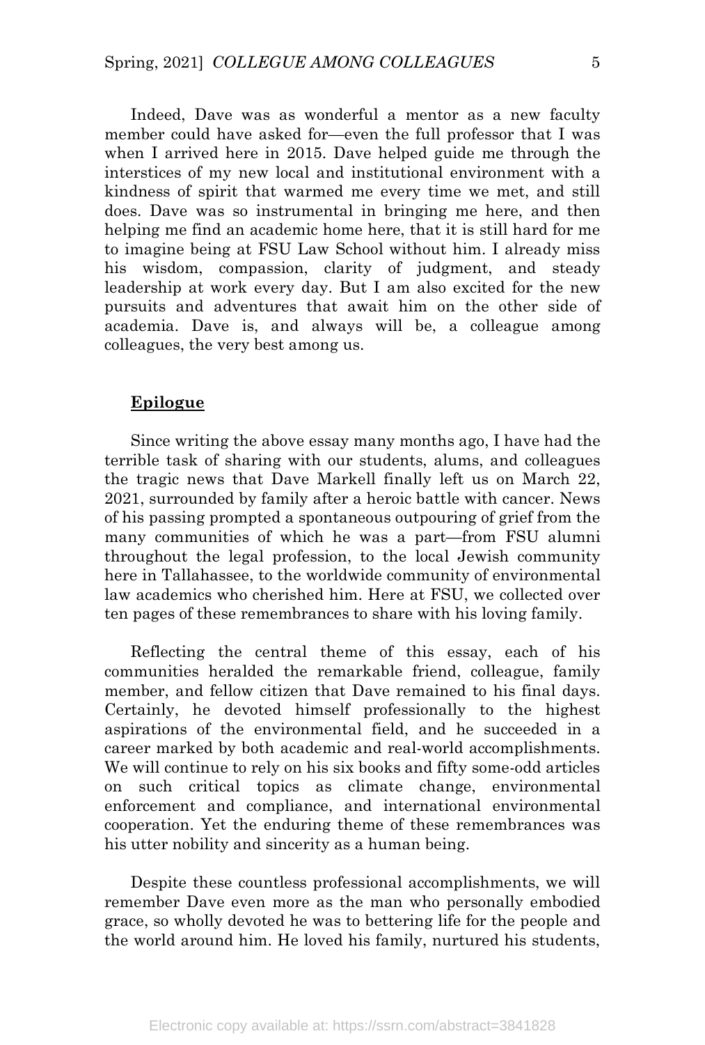Indeed, Dave was as wonderful a mentor as a new faculty member could have asked for—even the full professor that I was when I arrived here in 2015. Dave helped guide me through the interstices of my new local and institutional environment with a kindness of spirit that warmed me every time we met, and still does. Dave was so instrumental in bringing me here, and then helping me find an academic home here, that it is still hard for me to imagine being at FSU Law School without him. I already miss his wisdom, compassion, clarity of judgment, and steady leadership at work every day. But I am also excited for the new pursuits and adventures that await him on the other side of academia. Dave is, and always will be, a colleague among colleagues, the very best among us.

## Epilogue

Since writing the above essay many months ago, I have had the terrible task of sharing with our students, alums, and colleagues the tragic news that Dave Markell finally left us on March 22, 2021, surrounded by family after a heroic battle with cancer. News of his passing prompted a spontaneous outpouring of grief from the many communities of which he was a part—from FSU alumni throughout the legal profession, to the local Jewish community here in Tallahassee, to the worldwide community of environmental law academics who cherished him. Here at FSU, we collected over ten pages of these remembrances to share with his loving family.

Reflecting the central theme of this essay, each of his communities heralded the remarkable friend, colleague, family member, and fellow citizen that Dave remained to his final days. Certainly, he devoted himself professionally to the highest aspirations of the environmental field, and he succeeded in a career marked by both academic and real-world accomplishments. We will continue to rely on his six books and fifty some-odd articles on such critical topics as climate change, environmental enforcement and compliance, and international environmental cooperation. Yet the enduring theme of these remembrances was his utter nobility and sincerity as a human being.

Despite these countless professional accomplishments, we will remember Dave even more as the man who personally embodied grace, so wholly devoted he was to bettering life for the people and the world around him. He loved his family, nurtured his students,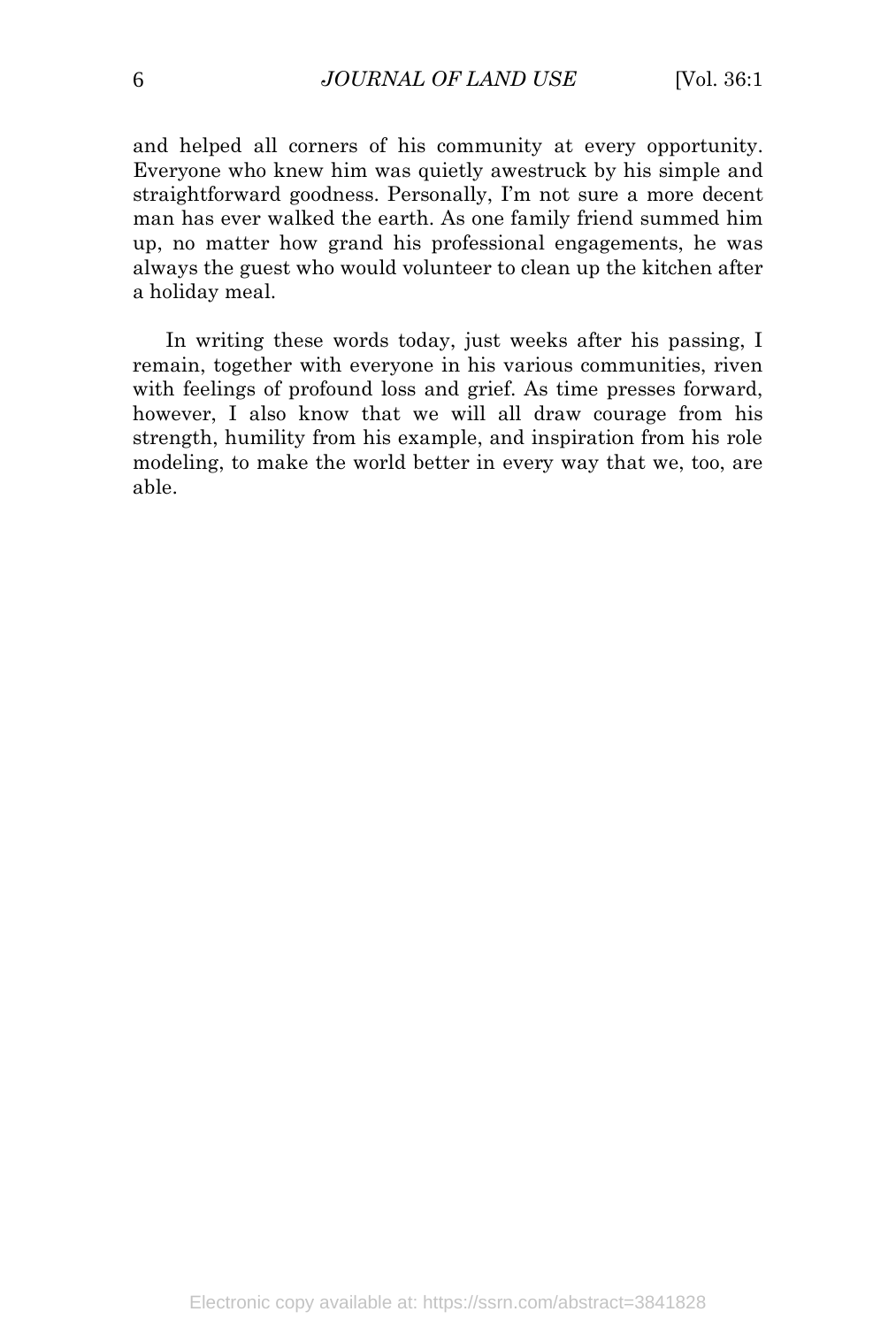and helped all corners of his community at every opportunity. Everyone who knew him was quietly awestruck by his simple and straightforward goodness. Personally, I'm not sure a more decent man has ever walked the earth. As one family friend summed him up, no matter how grand his professional engagements, he was always the guest who would volunteer to clean up the kitchen after a holiday meal.

In writing these words today, just weeks after his passing, I remain, together with everyone in his various communities, riven with feelings of profound loss and grief. As time presses forward, however, I also know that we will all draw courage from his strength, humility from his example, and inspiration from his role modeling, to make the world better in every way that we, too, are able.